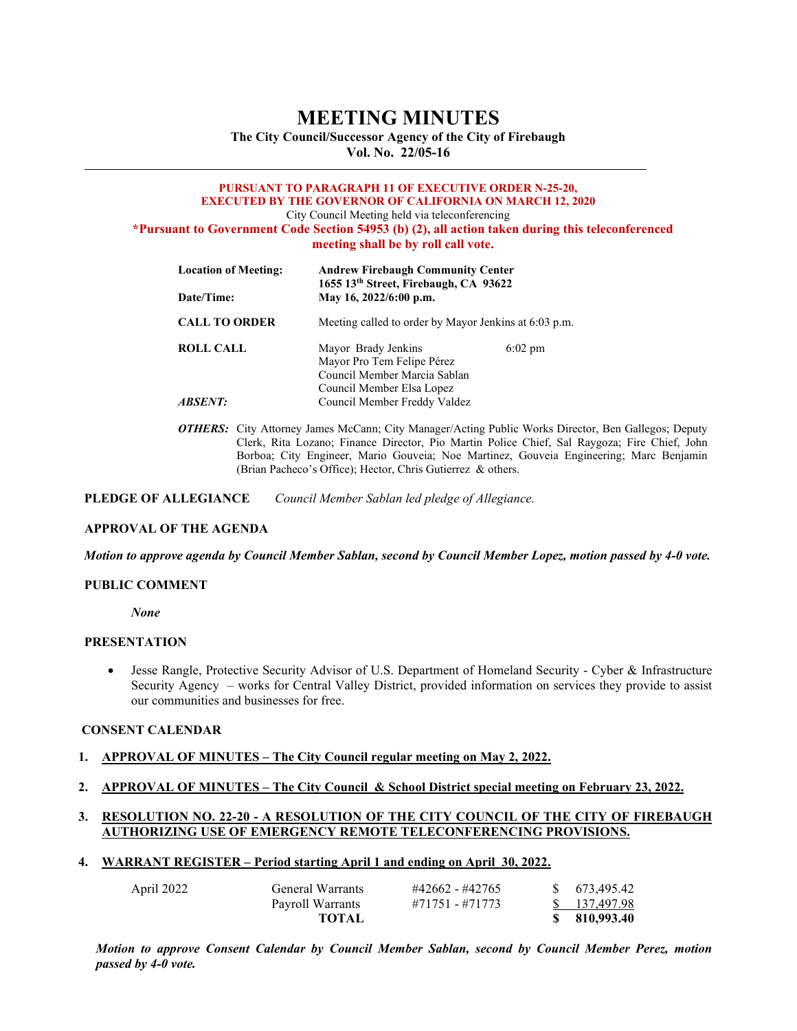# MEETING MINUTES

**The City Council/Successor Agency of the City of Firebaugh**
**Vol. No. 22/05-16**

---

**PURSUANT TO PARAGRAPH 11 OF EXECUTIVE ORDER N-25-20, EXECUTED BY THE GOVERNOR OF CALIFORNIA ON MARCH 12, 2020**

City Council Meeting held via teleconferencing

**\*Pursuant to Government Code Section 54953 (b) (2), all action taken during this teleconferenced meeting shall be by roll call vote.**

| | | |
|---|---|---|
| **Location of Meeting:** | **Andrew Firebaugh Community Center**<br>**1655 13th Street, Firebaugh, CA 93622** | |
| **Date/Time:** | **May 16, 2022/6:00 p.m.** | |
| **CALL TO ORDER** | Meeting called to order by Mayor Jenkins at 6:03 p.m. | |
| **ROLL CALL** | Mayor Brady Jenkins<br>Mayor Pro Tem Felipe Pérez<br>Council Member Marcia Sablan<br>Council Member Elsa Lopez | 6:02 pm |
| ***ABSENT:*** | Council Member Freddy Valdez | |

***OTHERS:*** City Attorney James McCann; City Manager/Acting Public Works Director, Ben Gallegos; Deputy Clerk, Rita Lozano; Finance Director, Pio Martin Police Chief, Sal Raygoza; Fire Chief, John Borboa; City Engineer, Mario Gouveia; Noe Martinez, Gouveia Engineering; Marc Benjamin (Brian Pacheco's Office); Hector, Chris Gutierrez & others.

**PLEDGE OF ALLEGIANCE** *Council Member Sablan led pledge of Allegiance.*

**APPROVAL OF THE AGENDA**

***Motion to approve agenda by Council Member Sablan, second by Council Member Lopez, motion passed by 4-0 vote.***

**PUBLIC COMMENT**

***None***

**PRESENTATION**

- Jesse Rangle, Protective Security Advisor of U.S. Department of Homeland Security - Cyber & Infrastructure Security Agency – works for Central Valley District, provided information on services they provide to assist our communities and businesses for free.

**CONSENT CALENDAR**

1. **APPROVAL OF MINUTES – The City Council regular meeting on May 2, 2022.**

2. **APPROVAL OF MINUTES – The City Council & School District special meeting on February 23, 2022.**

3. **RESOLUTION NO. 22-20 - A RESOLUTION OF THE CITY COUNCIL OF THE CITY OF FIREBAUGH AUTHORIZING USE OF EMERGENCY REMOTE TELECONFERENCING PROVISIONS.**

4. **WARRANT REGISTER – Period starting April 1 and ending on April 30, 2022.**

| | | | |
|---|---|---|---|
| April 2022 | General Warrants | #42662 - #42765 | $ 673,495.42 |
| | Payroll Warrants | #71751 - #71773 | $ 137,497.98 |
| | **TOTAL** | | **$ 810,993.40** |

***Motion to approve Consent Calendar by Council Member Sablan, second by Council Member Perez, motion passed by 4-0 vote.***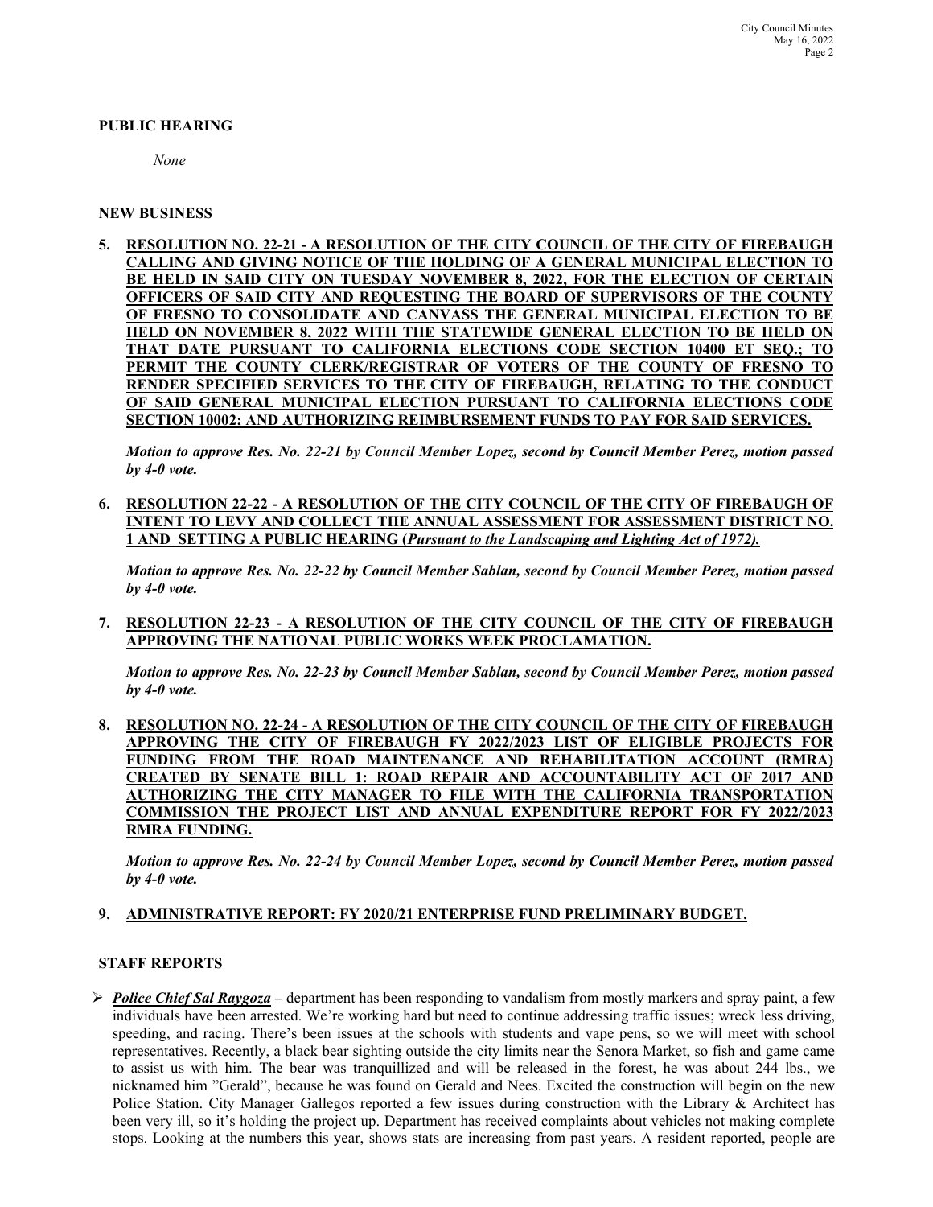**PUBLIC HEARING**

*None*

**NEW BUSINESS**

5. **RESOLUTION NO. 22-21 - A RESOLUTION OF THE CITY COUNCIL OF THE CITY OF FIREBAUGH CALLING AND GIVING NOTICE OF THE HOLDING OF A GENERAL MUNICIPAL ELECTION TO BE HELD IN SAID CITY ON TUESDAY NOVEMBER 8, 2022, FOR THE ELECTION OF CERTAIN OFFICERS OF SAID CITY AND REQUESTING THE BOARD OF SUPERVISORS OF THE COUNTY OF FRESNO TO CONSOLIDATE AND CANVASS THE GENERAL MUNICIPAL ELECTION TO BE HELD ON NOVEMBER 8, 2022 WITH THE STATEWIDE GENERAL ELECTION TO BE HELD ON THAT DATE PURSUANT TO CALIFORNIA ELECTIONS CODE SECTION 10400 ET SEQ.; TO PERMIT THE COUNTY CLERK/REGISTRAR OF VOTERS OF THE COUNTY OF FRESNO TO RENDER SPECIFIED SERVICES TO THE CITY OF FIREBAUGH, RELATING TO THE CONDUCT OF SAID GENERAL MUNICIPAL ELECTION PURSUANT TO CALIFORNIA ELECTIONS CODE SECTION 10002; AND AUTHORIZING REIMBURSEMENT FUNDS TO PAY FOR SAID SERVICES.**

   ***Motion to approve Res. No. 22-21 by Council Member Lopez, second by Council Member Perez, motion passed by 4-0 vote.***

6. **RESOLUTION 22-22 - A RESOLUTION OF THE CITY COUNCIL OF THE CITY OF FIREBAUGH OF INTENT TO LEVY AND COLLECT THE ANNUAL ASSESSMENT FOR ASSESSMENT DISTRICT NO. 1 AND SETTING A PUBLIC HEARING (*Pursuant to the Landscaping and Lighting Act of 1972).***

   ***Motion to approve Res. No. 22-22 by Council Member Sablan, second by Council Member Perez, motion passed by 4-0 vote.***

7. **RESOLUTION 22-23 - A RESOLUTION OF THE CITY COUNCIL OF THE CITY OF FIREBAUGH APPROVING THE NATIONAL PUBLIC WORKS WEEK PROCLAMATION.**

   ***Motion to approve Res. No. 22-23 by Council Member Sablan, second by Council Member Perez, motion passed by 4-0 vote.***

8. **RESOLUTION NO. 22-24 - A RESOLUTION OF THE CITY COUNCIL OF THE CITY OF FIREBAUGH APPROVING THE CITY OF FIREBAUGH FY 2022/2023 LIST OF ELIGIBLE PROJECTS FOR FUNDING FROM THE ROAD MAINTENANCE AND REHABILITATION ACCOUNT (RMRA) CREATED BY SENATE BILL 1: ROAD REPAIR AND ACCOUNTABILITY ACT OF 2017 AND AUTHORIZING THE CITY MANAGER TO FILE WITH THE CALIFORNIA TRANSPORTATION COMMISSION THE PROJECT LIST AND ANNUAL EXPENDITURE REPORT FOR FY 2022/2023 RMRA FUNDING.**

   ***Motion to approve Res. No. 22-24 by Council Member Lopez, second by Council Member Perez, motion passed by 4-0 vote.***

9. **ADMINISTRATIVE REPORT: FY 2020/21 ENTERPRISE FUND PRELIMINARY BUDGET.**

**STAFF REPORTS**

- ***Police Chief Sal Raygoza*** – department has been responding to vandalism from mostly markers and spray paint, a few individuals have been arrested. We're working hard but need to continue addressing traffic issues; wreck less driving, speeding, and racing. There's been issues at the schools with students and vape pens, so we will meet with school representatives. Recently, a black bear sighting outside the city limits near the Senora Market, so fish and game came to assist us with him. The bear was tranquillized and will be released in the forest, he was about 244 lbs., we nicknamed him "Gerald", because he was found on Gerald and Nees. Excited the construction will begin on the new Police Station. City Manager Gallegos reported a few issues during construction with the Library & Architect has been very ill, so it's holding the project up. Department has received complaints about vehicles not making complete stops. Looking at the numbers this year, shows stats are increasing from past years. A resident reported, people are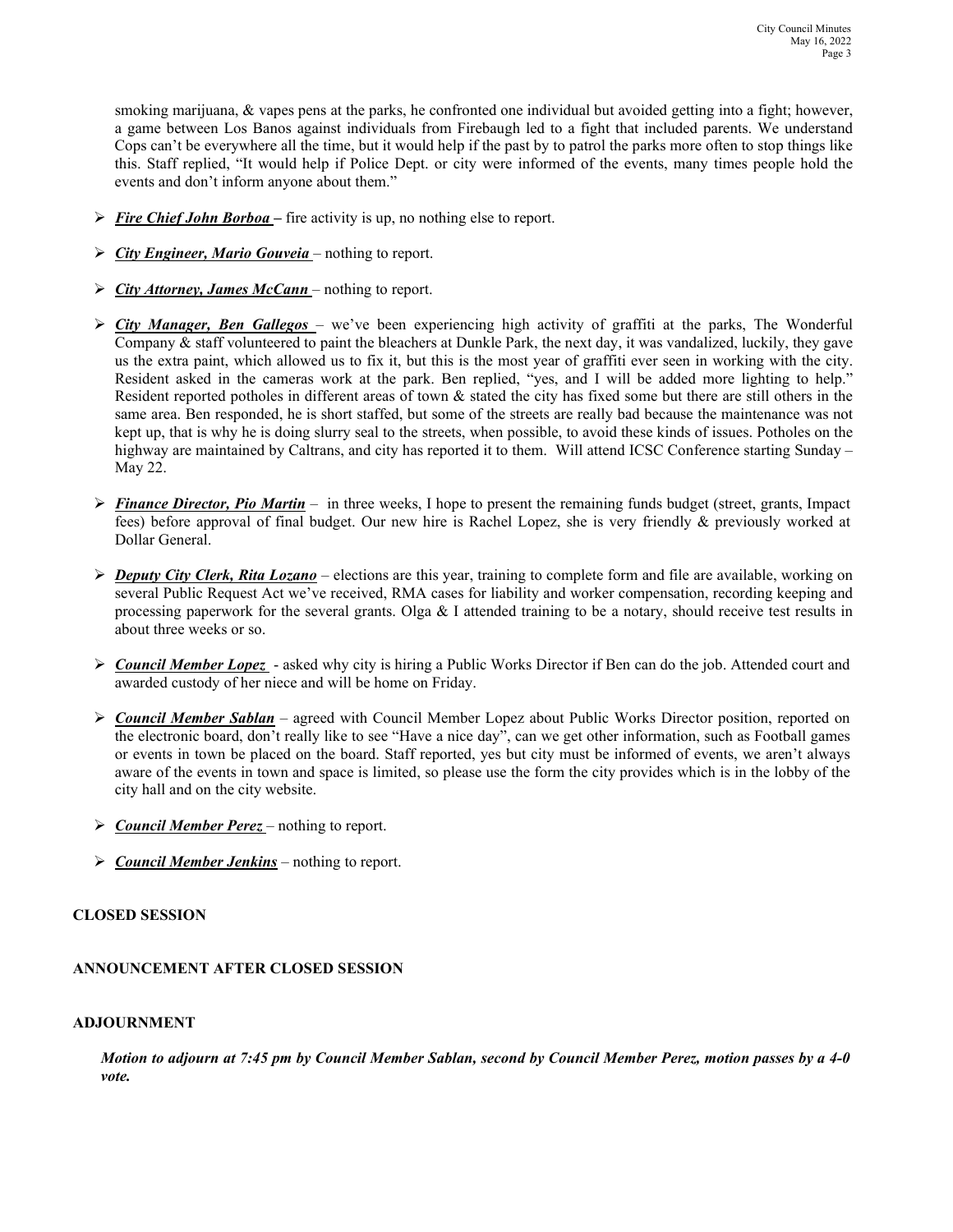smoking marijuana, & vapes pens at the parks, he confronted one individual but avoided getting into a fight; however, a game between Los Banos against individuals from Firebaugh led to a fight that included parents. We understand Cops can't be everywhere all the time, but it would help if the past by to patrol the parks more often to stop things like this. Staff replied, "It would help if Police Dept. or city were informed of the events, many times people hold the events and don't inform anyone about them."

- ***Fire Chief John Borboa*** – fire activity is up, no nothing else to report.
- ***City Engineer, Mario Gouveia*** – nothing to report.
- ***City Attorney, James McCann*** – nothing to report.
- ***City Manager, Ben Gallegos*** – we've been experiencing high activity of graffiti at the parks, The Wonderful Company & staff volunteered to paint the bleachers at Dunkle Park, the next day, it was vandalized, luckily, they gave us the extra paint, which allowed us to fix it, but this is the most year of graffiti ever seen in working with the city. Resident asked in the cameras work at the park. Ben replied, "yes, and I will be added more lighting to help." Resident reported potholes in different areas of town & stated the city has fixed some but there are still others in the same area. Ben responded, he is short staffed, but some of the streets are really bad because the maintenance was not kept up, that is why he is doing slurry seal to the streets, when possible, to avoid these kinds of issues. Potholes on the highway are maintained by Caltrans, and city has reported it to them. Will attend ICSC Conference starting Sunday – May 22.
- ***Finance Director, Pio Martin*** – in three weeks, I hope to present the remaining funds budget (street, grants, Impact fees) before approval of final budget. Our new hire is Rachel Lopez, she is very friendly & previously worked at Dollar General.
- ***Deputy City Clerk, Rita Lozano*** – elections are this year, training to complete form and file are available, working on several Public Request Act we've received, RMA cases for liability and worker compensation, recording keeping and processing paperwork for the several grants. Olga & I attended training to be a notary, should receive test results in about three weeks or so.
- ***Council Member Lopez*** - asked why city is hiring a Public Works Director if Ben can do the job. Attended court and awarded custody of her niece and will be home on Friday.
- ***Council Member Sablan*** – agreed with Council Member Lopez about Public Works Director position, reported on the electronic board, don't really like to see "Have a nice day", can we get other information, such as Football games or events in town be placed on the board. Staff reported, yes but city must be informed of events, we aren't always aware of the events in town and space is limited, so please use the form the city provides which is in the lobby of the city hall and on the city website.
- ***Council Member Perez*** – nothing to report.
- ***Council Member Jenkins*** – nothing to report.

**CLOSED SESSION**

**ANNOUNCEMENT AFTER CLOSED SESSION**

**ADJOURNMENT**

***Motion to adjourn at 7:45 pm by Council Member Sablan, second by Council Member Perez, motion passes by a 4-0 vote.***